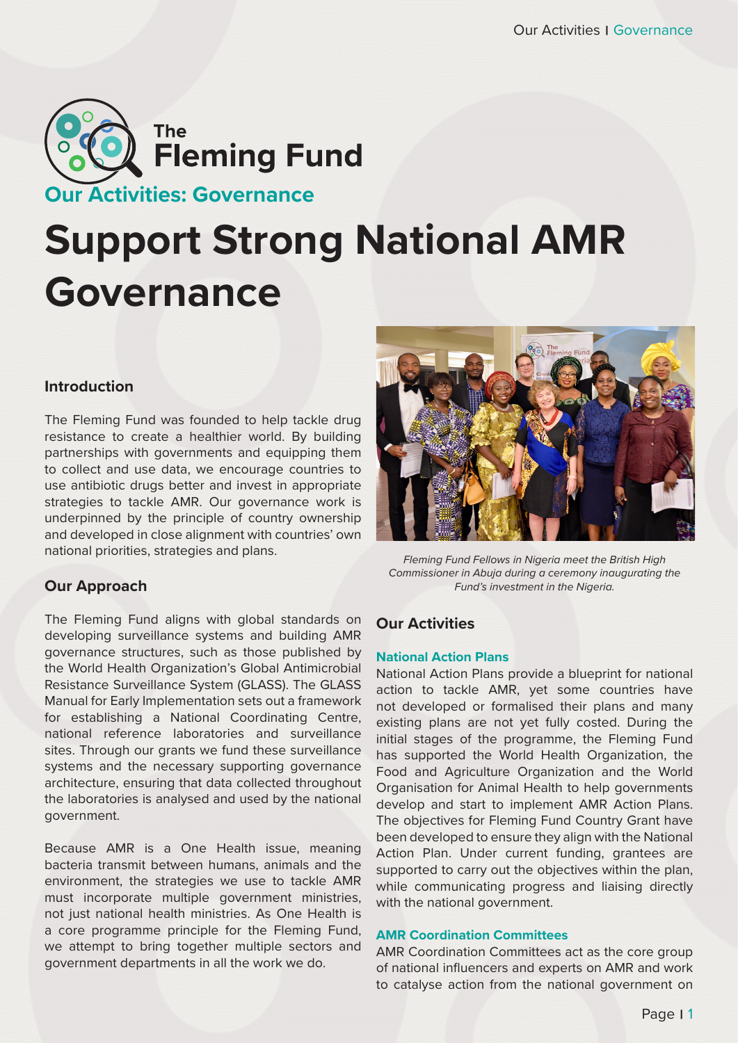The Fleming Fund

## Our Activities: Governance

# Support Strong National AMR Governance

### Introduction

The Fleming Fund was founded to help tackle drug resistance to create a healthier world. By building partnerships with governments and equipping them to collect and use data, we encourage countries to use antibiotic drugs better and invest in appropriate strategies to tackle AMR. Our governance work is underpinned by the principle of country ownership and developed in close alignment with countries' own national priorities, strategies and plans.

### Our Approach

The Fleming Fund aligns with global standards on developing surveillance systems and building AMR governance structures, such as those published by the World Health Organization's Global Antimicrobial Resistance Surveillance System (GLASS). The GLASS Manual for Early Implementation sets out a framework for establishing a National Coordinating Centre, national reference laboratories and surveillance sites. Through our grants we fund these surveillance systems and the necessary supporting governance architecture, ensuring that data collected throughout the laboratories is analysed and used by the national government.

Because AMR is a One Health issue, meaning bacteria transmit between humans, animals and the environment, the strategies we use to tackle AMR must incorporate multiple government ministries, not just national health ministries. As One Health is a core programme principle for the Fleming Fund, we attempt to bring together multiple sectors and government departments in all the work we do.

*Fleming Fund Fellows in Nigeria meet the British High Commissioner in Abuja during a ceremony inaugurating the Fund's investment in the Nigeria.*

### Our Activities

**National Action Plans**

National Action Plans provide a blueprint for national action to tackle AMR, yet some countries have not developed or formalised their plans and many existing plans are not yet fully costed. During the initial stages of the programme, the Fleming Fund has supported the World Health Organization, the Food and Agriculture Organization and the World Organisation for Animal Health to help governments develop and start to implement AMR Action Plans. The objectives for Fleming Fund Country Grant have been developed to ensure they align with the National Action Plan. Under current funding, grantees are supported to carry out the objectives within the plan, while communicating progress and liaising directly with the national government.

**AMR Coordination Committees**

AMR Coordination Committees act as the core group of national influencers and experts on AMR and work to catalyse action from the national government on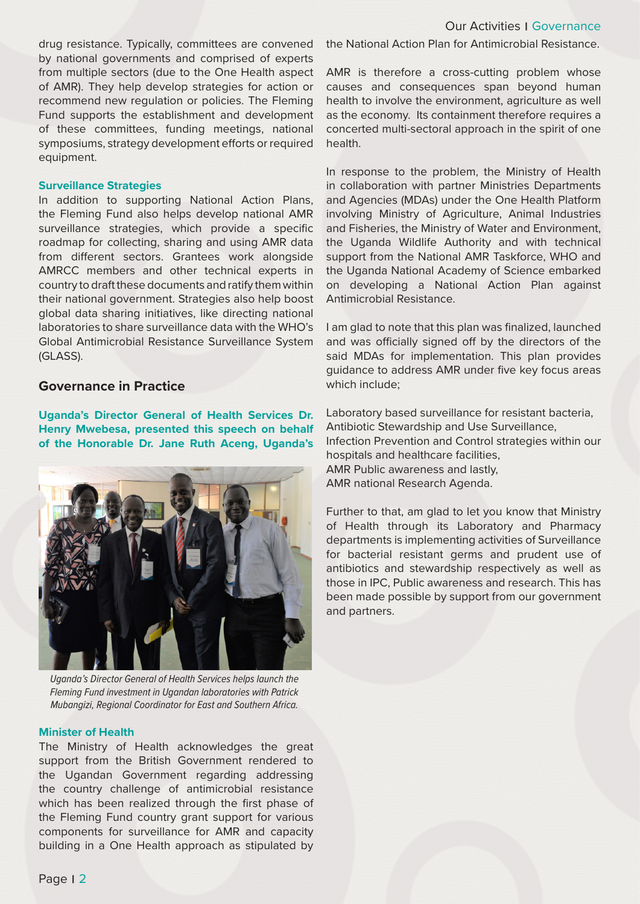drug resistance. Typically, committees are convened by national governments and comprised of experts from multiple sectors (due to the One Health aspect of AMR). They help develop strategies for action or recommend new regulation or policies. The Fleming Fund supports the establishment and development of these committees, funding meetings, national symposiums, strategy development efforts or required equipment.

#### Surveillance Strategies

In addition to supporting National Action Plans, the Fleming Fund also helps develop national AMR surveillance strategies, which provide a specific roadmap for collecting, sharing and using AMR data from different sectors. Grantees work alongside AMRCC members and other technical experts in country to draft these documents and ratify them within their national government. Strategies also help boost global data sharing initiatives, like directing national laboratories to share surveillance data with the WHO's Global Antimicrobial Resistance Surveillance System (GLASS).

## Governance in Practice

**Uganda's Director General of Health Services Dr. Henry Mwebesa, presented this speech on behalf of the Honorable Dr. Jane Ruth Aceng, Uganda's**

*Uganda's Director General of Health Services helps launch the Fleming Fund investment in Ugandan laboratories with Patrick Mubangizi, Regional Coordinator for East and Southern Africa.*

#### Minister of Health

The Ministry of Health acknowledges the great support from the British Government rendered to the Ugandan Government regarding addressing the country challenge of antimicrobial resistance which has been realized through the first phase of the Fleming Fund country grant support for various components for surveillance for AMR and capacity building in a One Health approach as stipulated by the National Action Plan for Antimicrobial Resistance.

AMR is therefore a cross-cutting problem whose causes and consequences span beyond human health to involve the environment, agriculture as well as the economy. Its containment therefore requires a concerted multi-sectoral approach in the spirit of one health.

In response to the problem, the Ministry of Health in collaboration with partner Ministries Departments and Agencies (MDAs) under the One Health Platform involving Ministry of Agriculture, Animal Industries and Fisheries, the Ministry of Water and Environment, the Uganda Wildlife Authority and with technical support from the National AMR Taskforce, WHO and the Uganda National Academy of Science embarked on developing a National Action Plan against Antimicrobial Resistance.

I am glad to note that this plan was finalized, launched and was officially signed off by the directors of the said MDAs for implementation. This plan provides guidance to address AMR under five key focus areas which include;

Laboratory based surveillance for resistant bacteria,
Antibiotic Stewardship and Use Surveillance,
Infection Prevention and Control strategies within our hospitals and healthcare facilities,
AMR Public awareness and lastly,
AMR national Research Agenda.

Further to that, am glad to let you know that Ministry of Health through its Laboratory and Pharmacy departments is implementing activities of Surveillance for bacterial resistant germs and prudent use of antibiotics and stewardship respectively as well as those in IPC, Public awareness and research. This has been made possible by support from our government and partners.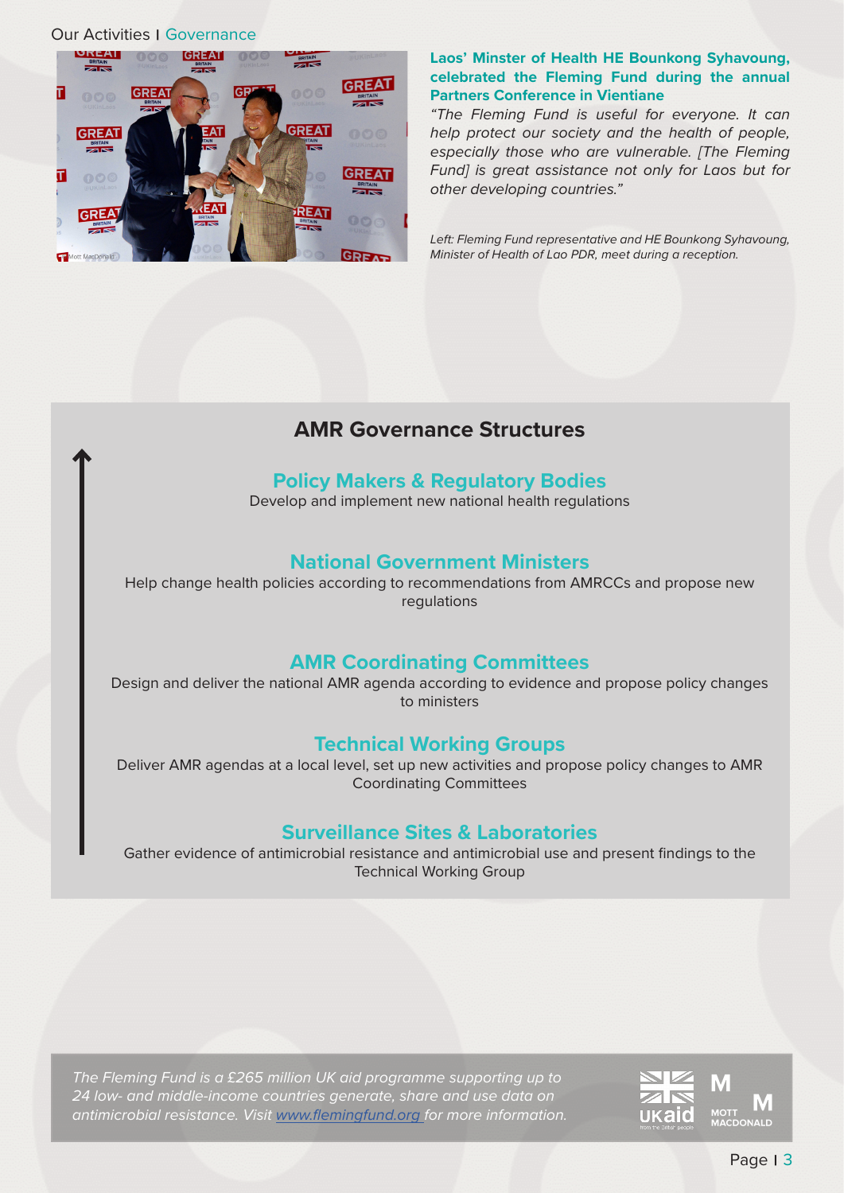Our Activities | Governance

**Laos' Minster of Health HE Bounkong Syhavoung, celebrated the Fleming Fund during the annual Partners Conference in Vientiane**

*"The Fleming Fund is useful for everyone. It can help protect our society and the health of people, especially those who are vulnerable. [The Fleming Fund] is great assistance not only for Laos but for other developing countries."*

*Left: Fleming Fund representative and HE Bounkong Syhavoung, Minister of Health of Lao PDR, meet during a reception.*

## AMR Governance Structures

### Policy Makers & Regulatory Bodies

Develop and implement new national health regulations

### National Government Ministers

Help change health policies according to recommendations from AMRCCs and propose new regulations

### AMR Coordinating Committees

Design and deliver the national AMR agenda according to evidence and propose policy changes to ministers

### Technical Working Groups

Deliver AMR agendas at a local level, set up new activities and propose policy changes to AMR Coordinating Committees

### Surveillance Sites & Laboratories

Gather evidence of antimicrobial resistance and antimicrobial use and present findings to the Technical Working Group

*The Fleming Fund is a £265 million UK aid programme supporting up to 24 low- and middle-income countries generate, share and use data on antimicrobial resistance. Visit www.flemingfund.org for more information.*

UKaid from the British people

MOTT MACDONALD